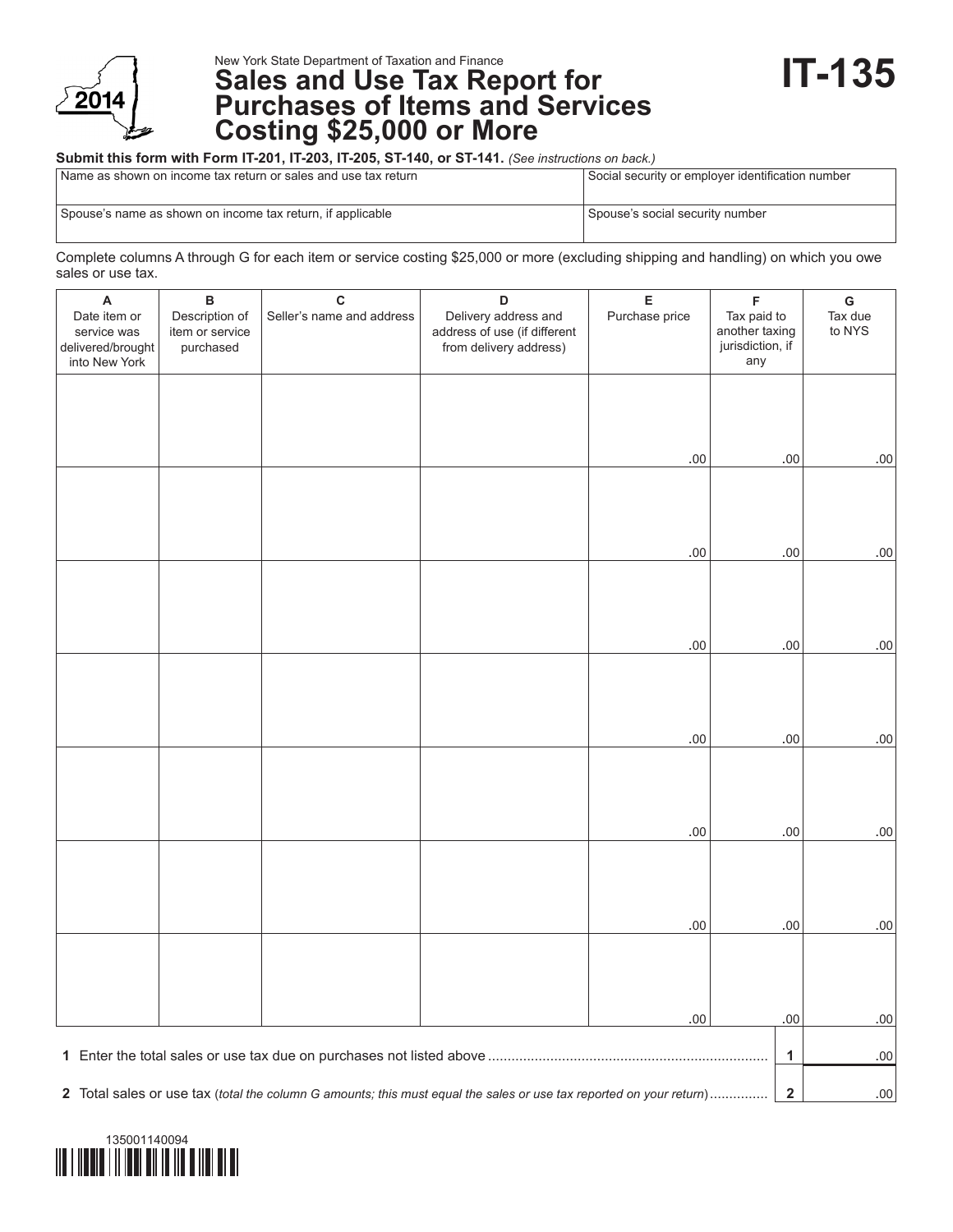New York State Department of Taxation and Finance

# Sales and Use Tax Report for Purchases of Items and Services Costing $25,000 or More

**IT-135**

2014

**Submit this form with Form IT-201, IT-203, IT-205, ST-140, or ST-141.** *(See instructions on back.)*

| Name as shown on income tax return or sales and use tax return | Social security or employer identification number |
|---|---|
| Spouse's name as shown on income tax return, if applicable | Spouse's social security number |

Complete columns A through G for each item or service costing $25,000 or more (excluding shipping and handling) on which you owe sales or use tax.

| A<br>Date item or service was delivered/brought into New York | B<br>Description of item or service purchased | C<br>Seller's name and address | D<br>Delivery address and address of use (if different from delivery address) | E<br>Purchase price | F<br>Tax paid to another taxing jurisdiction, if any | G<br>Tax due to NYS |
|---|---|---|---|---|---|---|
| | | | | .00 | .00 | .00 |
| | | | | .00 | .00 | .00 |
| | | | | .00 | .00 | .00 |
| | | | | .00 | .00 | .00 |
| | | | | .00 | .00 | .00 |
| | | | | .00 | .00 | .00 |
| | | | | .00 | .00 | .00 |

| | | |
|---|---|---|
| **1** Enter the total sales or use tax due on purchases not listed above | **1** | .00 |
| **2** Total sales or use tax (*total the column G amounts; this must equal the sales or use tax reported on your return*) | **2** | .00 |

135001140094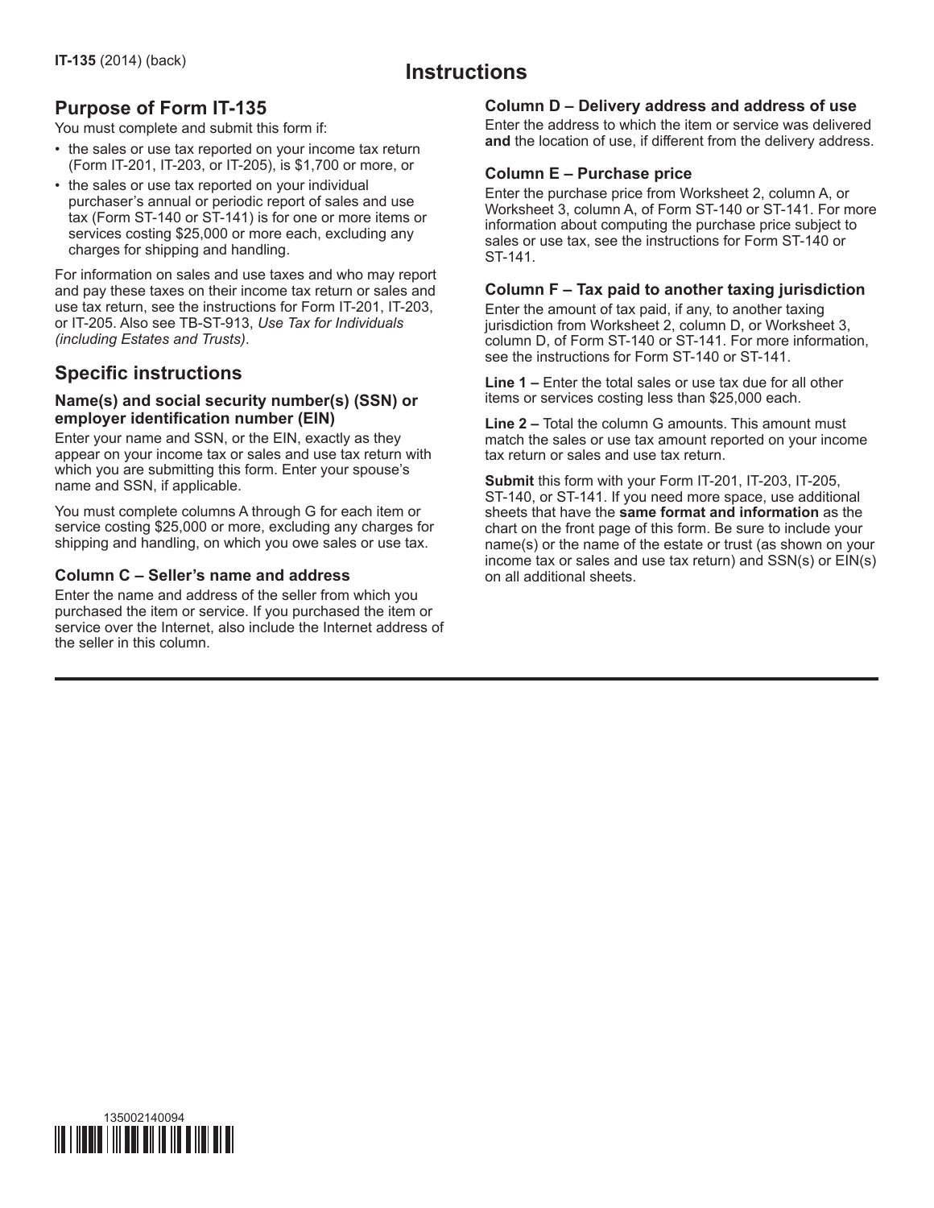# Instructions

## Purpose of Form IT-135

You must complete and submit this form if:

- the sales or use tax reported on your income tax return (Form IT-201, IT-203, or IT-205), is $1,700 or more, or
- the sales or use tax reported on your individual purchaser's annual or periodic report of sales and use tax (Form ST-140 or ST-141) is for one or more items or services costing $25,000 or more each, excluding any charges for shipping and handling.

For information on sales and use taxes and who may report and pay these taxes on their income tax return or sales and use tax return, see the instructions for Form IT-201, IT-203, or IT-205. Also see TB-ST-913, *Use Tax for Individuals (including Estates and Trusts)*.

## Specific instructions

### Name(s) and social security number(s) (SSN) or employer identification number (EIN)

Enter your name and SSN, or the EIN, exactly as they appear on your income tax or sales and use tax return with which you are submitting this form. Enter your spouse's name and SSN, if applicable.

You must complete columns A through G for each item or service costing $25,000 or more, excluding any charges for shipping and handling, on which you owe sales or use tax.

### Column C – Seller's name and address

Enter the name and address of the seller from which you purchased the item or service. If you purchased the item or service over the Internet, also include the Internet address of the seller in this column.

### Column D – Delivery address and address of use

Enter the address to which the item or service was delivered **and** the location of use, if different from the delivery address.

### Column E – Purchase price

Enter the purchase price from Worksheet 2, column A, or Worksheet 3, column A, of Form ST-140 or ST-141. For more information about computing the purchase price subject to sales or use tax, see the instructions for Form ST-140 or ST-141.

### Column F – Tax paid to another taxing jurisdiction

Enter the amount of tax paid, if any, to another taxing jurisdiction from Worksheet 2, column D, or Worksheet 3, column D, of Form ST-140 or ST-141. For more information, see the instructions for Form ST-140 or ST-141.

**Line 1 –** Enter the total sales or use tax due for all other items or services costing less than $25,000 each.

**Line 2 –** Total the column G amounts. This amount must match the sales or use tax amount reported on your income tax return or sales and use tax return.

**Submit** this form with your Form IT-201, IT-203, IT-205, ST-140, or ST-141. If you need more space, use additional sheets that have the **same format and information** as the chart on the front page of this form. Be sure to include your name(s) or the name of the estate or trust (as shown on your income tax or sales and use tax return) and SSN(s) or EIN(s) on all additional sheets.